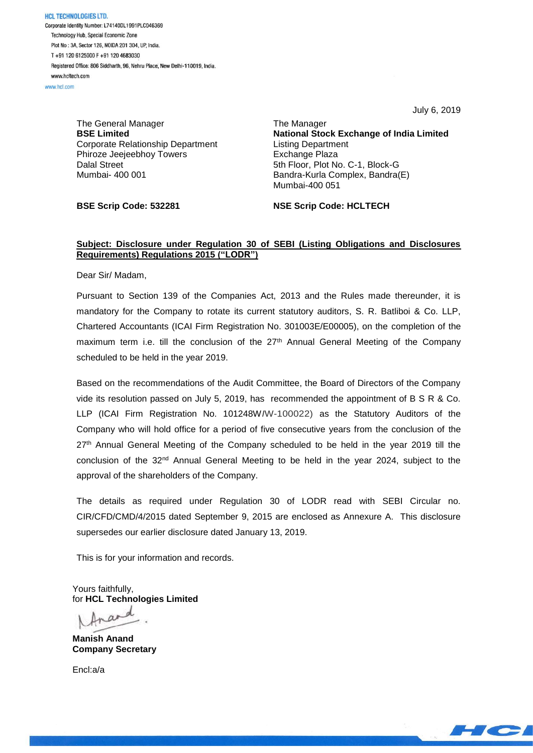**HCL TECHNOLOGIES LTD.**
Corporate Identity Number: L74140DL1991PLC046369
Technology Hub, Special Economic Zone
Plot No : 3A, Sector 126, NOIDA 201 304, UP, India.
T +91 120 6125000 F +91 120 4683030
Registered Office: 806 Siddharth, 96, Nehru Place, New Delhi-110019, India.
www.hcltech.com
www.hcl.com

July 6, 2019

The General Manager
**BSE Limited**
Corporate Relationship Department
Phiroze Jeejeebhoy Towers
Dalal Street
Mumbai- 400 001

**BSE Scrip Code: 532281**

The Manager
**National Stock Exchange of India Limited**
Listing Department
Exchange Plaza
5th Floor, Plot No. C-1, Block-G
Bandra-Kurla Complex, Bandra(E)
Mumbai-400 051

**NSE Scrip Code: HCLTECH**

**Subject: Disclosure under Regulation 30 of SEBI (Listing Obligations and Disclosures Requirements) Regulations 2015 ("LODR")**

Dear Sir/ Madam,

Pursuant to Section 139 of the Companies Act, 2013 and the Rules made thereunder, it is mandatory for the Company to rotate its current statutory auditors, S. R. Batliboi & Co. LLP, Chartered Accountants (ICAI Firm Registration No. 301003E/E00005), on the completion of the maximum term i.e. till the conclusion of the 27th Annual General Meeting of the Company scheduled to be held in the year 2019.

Based on the recommendations of the Audit Committee, the Board of Directors of the Company vide its resolution passed on July 5, 2019, has recommended the appointment of B S R & Co. LLP (ICAI Firm Registration No. 101248W/W-100022) as the Statutory Auditors of the Company who will hold office for a period of five consecutive years from the conclusion of the 27th Annual General Meeting of the Company scheduled to be held in the year 2019 till the conclusion of the 32nd Annual General Meeting to be held in the year 2024, subject to the approval of the shareholders of the Company.

The details as required under Regulation 30 of LODR read with SEBI Circular no. CIR/CFD/CMD/4/2015 dated September 9, 2015 are enclosed as Annexure A. This disclosure supersedes our earlier disclosure dated January 13, 2019.

This is for your information and records.

Yours faithfully,
for **HCL Technologies Limited**

**Manish Anand**
**Company Secretary**

Encl:a/a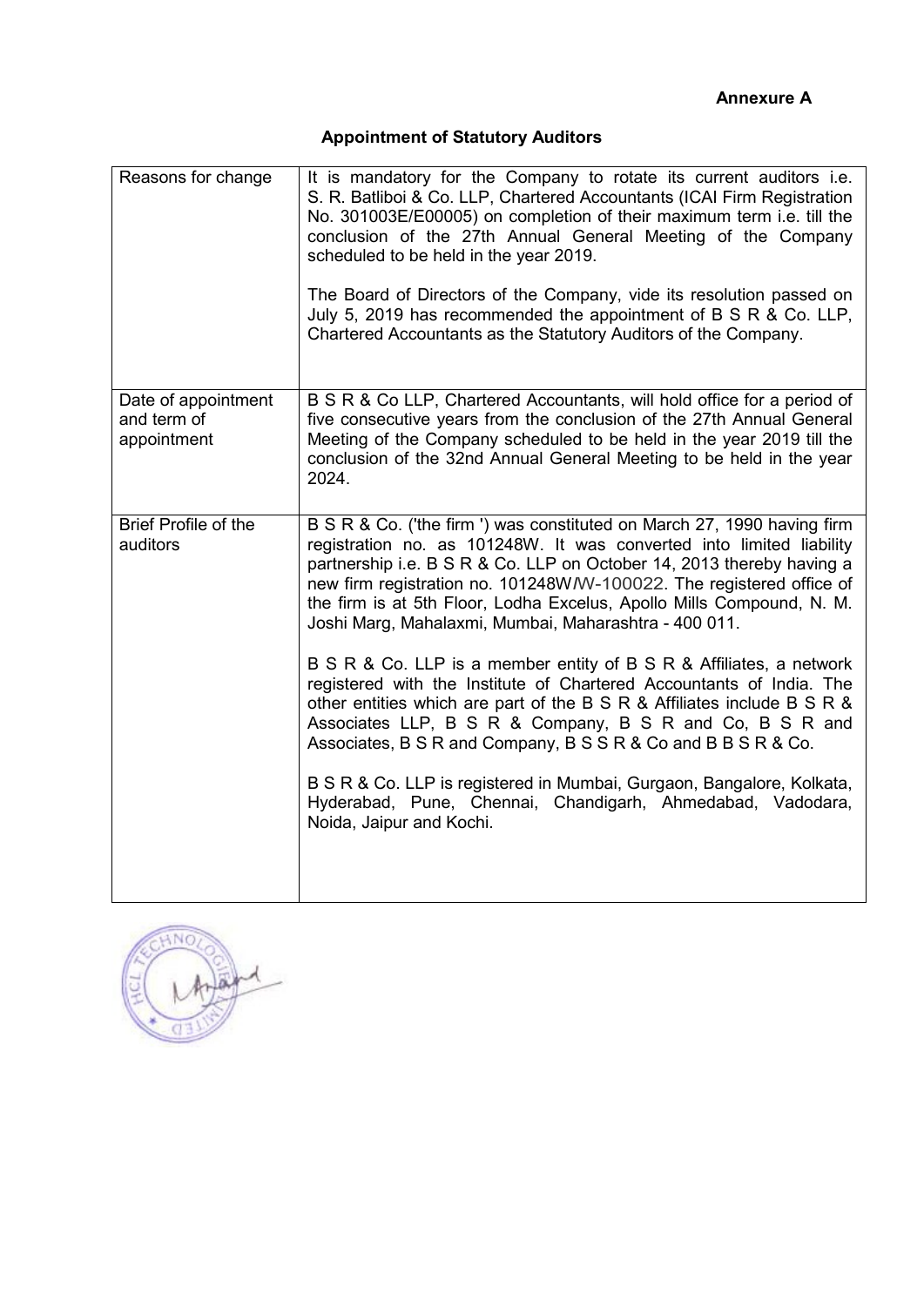**Annexure A**

## Appointment of Statutory Auditors

| | |
|---|---|
| Reasons for change | It is mandatory for the Company to rotate its current auditors i.e. S. R. Batliboi & Co. LLP, Chartered Accountants (ICAI Firm Registration No. 301003E/E00005) on completion of their maximum term i.e. till the conclusion of the 27th Annual General Meeting of the Company scheduled to be held in the year 2019.<br><br>The Board of Directors of the Company, vide its resolution passed on July 5, 2019 has recommended the appointment of B S R & Co. LLP, Chartered Accountants as the Statutory Auditors of the Company. |
| Date of appointment and term of appointment | B S R & Co LLP, Chartered Accountants, will hold office for a period of five consecutive years from the conclusion of the 27th Annual General Meeting of the Company scheduled to be held in the year 2019 till the conclusion of the 32nd Annual General Meeting to be held in the year 2024. |
| Brief Profile of the auditors | B S R & Co. ('the firm ') was constituted on March 27, 1990 having firm registration no. as 101248W. It was converted into limited liability partnership i.e. B S R & Co. LLP on October 14, 2013 thereby having a new firm registration no. 101248W/W-100022. The registered office of the firm is at 5th Floor, Lodha Excelus, Apollo Mills Compound, N. M. Joshi Marg, Mahalaxmi, Mumbai, Maharashtra - 400 011.<br><br>B S R & Co. LLP is a member entity of B S R & Affiliates, a network registered with the Institute of Chartered Accountants of India. The other entities which are part of the B S R & Affiliates include B S R & Associates LLP, B S R & Company, B S R and Co, B S R and Associates, B S R and Company, B S S R & Co and B B S R & Co.<br><br>B S R & Co. LLP is registered in Mumbai, Gurgaon, Bangalore, Kolkata, Hyderabad, Pune, Chennai, Chandigarh, Ahmedabad, Vadodara, Noida, Jaipur and Kochi. |